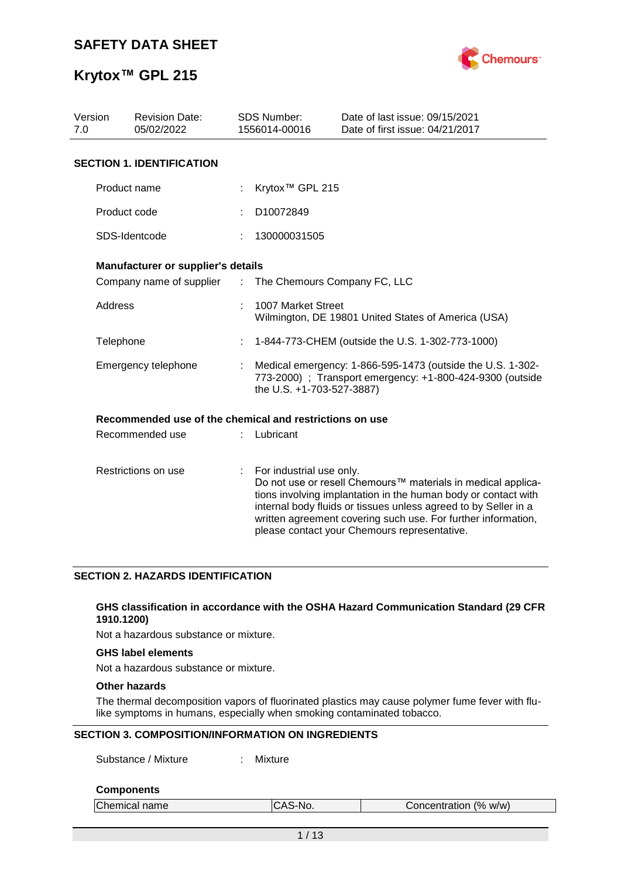# SAFETY DATA SHEET

# Krytox™ GPL 215

| Version | Revision Date: | SDS Number: | Date of last issue: 09/15/2021 |
|---|---|---|---|
| 7.0 | 05/02/2022 | 1556014-00016 | Date of first issue: 04/21/2017 |

## SECTION 1. IDENTIFICATION

Product name : Krytox™ GPL 215

Product code : D10072849

SDS-Identcode : 130000031505

### Manufacturer or supplier's details

Company name of supplier : The Chemours Company FC, LLC

Address : 1007 Market Street
Wilmington, DE 19801 United States of America (USA)

Telephone : 1-844-773-CHEM (outside the U.S. 1-302-773-1000)

Emergency telephone : Medical emergency: 1-866-595-1473 (outside the U.S. 1-302-773-2000) ; Transport emergency: +1-800-424-9300 (outside the U.S. +1-703-527-3887)

### Recommended use of the chemical and restrictions on use

Recommended use : Lubricant

Restrictions on use : For industrial use only.
Do not use or resell Chemours™ materials in medical applications involving implantation in the human body or contact with internal body fluids or tissues unless agreed to by Seller in a written agreement covering such use. For further information, please contact your Chemours representative.

## SECTION 2. HAZARDS IDENTIFICATION

**GHS classification in accordance with the OSHA Hazard Communication Standard (29 CFR 1910.1200)**

Not a hazardous substance or mixture.

**GHS label elements**

Not a hazardous substance or mixture.

**Other hazards**

The thermal decomposition vapors of fluorinated plastics may cause polymer fume fever with flu-like symptoms in humans, especially when smoking contaminated tobacco.

## SECTION 3. COMPOSITION/INFORMATION ON INGREDIENTS

Substance / Mixture : Mixture

**Components**

| Chemical name | CAS-No. | Concentration (% w/w) |
|---|---|---|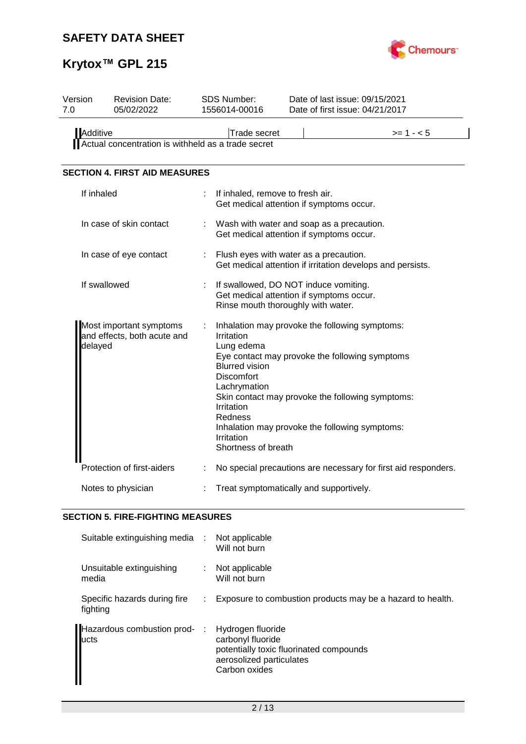| | | |
|---|---|---|
| Additive | Trade secret | >= 1 - < 5 |

Actual concentration is withheld as a trade secret

## SECTION 4. FIRST AID MEASURES

If inhaled : If inhaled, remove to fresh air.
Get medical attention if symptoms occur.

In case of skin contact : Wash with water and soap as a precaution.
Get medical attention if symptoms occur.

In case of eye contact : Flush eyes with water as a precaution.
Get medical attention if irritation develops and persists.

If swallowed : If swallowed, DO NOT induce vomiting.
Get medical attention if symptoms occur.
Rinse mouth thoroughly with water.

Most important symptoms and effects, both acute and delayed : Inhalation may provoke the following symptoms:
Irritation
Lung edema
Eye contact may provoke the following symptoms
Blurred vision
Discomfort
Lachrymation
Skin contact may provoke the following symptoms:
Irritation
Redness
Inhalation may provoke the following symptoms:
Irritation
Shortness of breath

Protection of first-aiders : No special precautions are necessary for first aid responders.

Notes to physician : Treat symptomatically and supportively.

## SECTION 5. FIRE-FIGHTING MEASURES

Suitable extinguishing media : Not applicable
Will not burn

Unsuitable extinguishing media : Not applicable
Will not burn

Specific hazards during fire fighting : Exposure to combustion products may be a hazard to health.

Hazardous combustion products : Hydrogen fluoride
carbonyl fluoride
potentially toxic fluorinated compounds
aerosolized particulates
Carbon oxides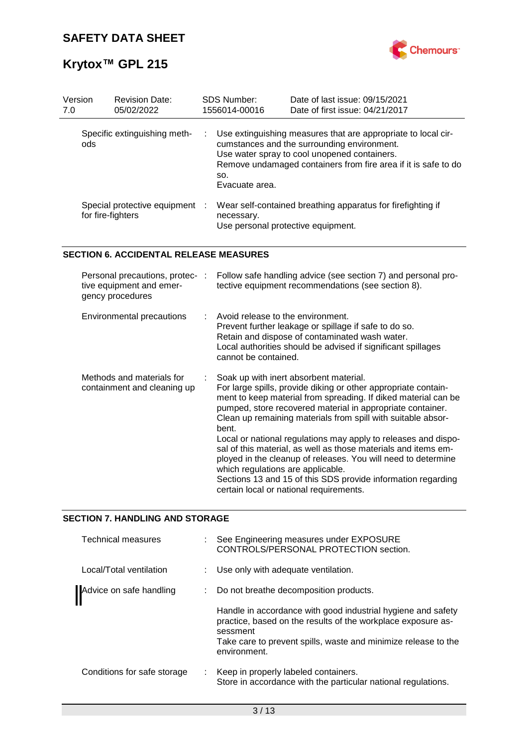| | | | |
|---|---|---|---|
| Version 7.0 | Revision Date: 05/02/2022 | SDS Number: 1556014-00016 | Date of last issue: 09/15/2021<br>Date of first issue: 04/21/2017 |

| | |
|---|---|
| Specific extinguishing methods | : Use extinguishing measures that are appropriate to local circumstances and the surrounding environment.<br>Use water spray to cool unopened containers.<br>Remove undamaged containers from fire area if it is safe to do so.<br>Evacuate area. |
| Special protective equipment for fire-fighters | : Wear self-contained breathing apparatus for firefighting if necessary.<br>Use personal protective equipment. |

## SECTION 6. ACCIDENTAL RELEASE MEASURES

| | |
|---|---|
| Personal precautions, protective equipment and emergency procedures | : Follow safe handling advice (see section 7) and personal protective equipment recommendations (see section 8). |
| Environmental precautions | : Avoid release to the environment.<br>Prevent further leakage or spillage if safe to do so.<br>Retain and dispose of contaminated wash water.<br>Local authorities should be advised if significant spillages cannot be contained. |
| Methods and materials for containment and cleaning up | : Soak up with inert absorbent material.<br>For large spills, provide diking or other appropriate containment to keep material from spreading. If diked material can be pumped, store recovered material in appropriate container.<br>Clean up remaining materials from spill with suitable absorbent.<br>Local or national regulations may apply to releases and disposal of this material, as well as those materials and items employed in the cleanup of releases. You will need to determine which regulations are applicable.<br>Sections 13 and 15 of this SDS provide information regarding certain local or national requirements. |

## SECTION 7. HANDLING AND STORAGE

| | |
|---|---|
| Technical measures | : See Engineering measures under EXPOSURE CONTROLS/PERSONAL PROTECTION section. |
| Local/Total ventilation | : Use only with adequate ventilation. |
| Advice on safe handling | : Do not breathe decomposition products.<br>Handle in accordance with good industrial hygiene and safety practice, based on the results of the workplace exposure assessment<br>Take care to prevent spills, waste and minimize release to the environment. |
| Conditions for safe storage | : Keep in properly labeled containers.<br>Store in accordance with the particular national regulations. |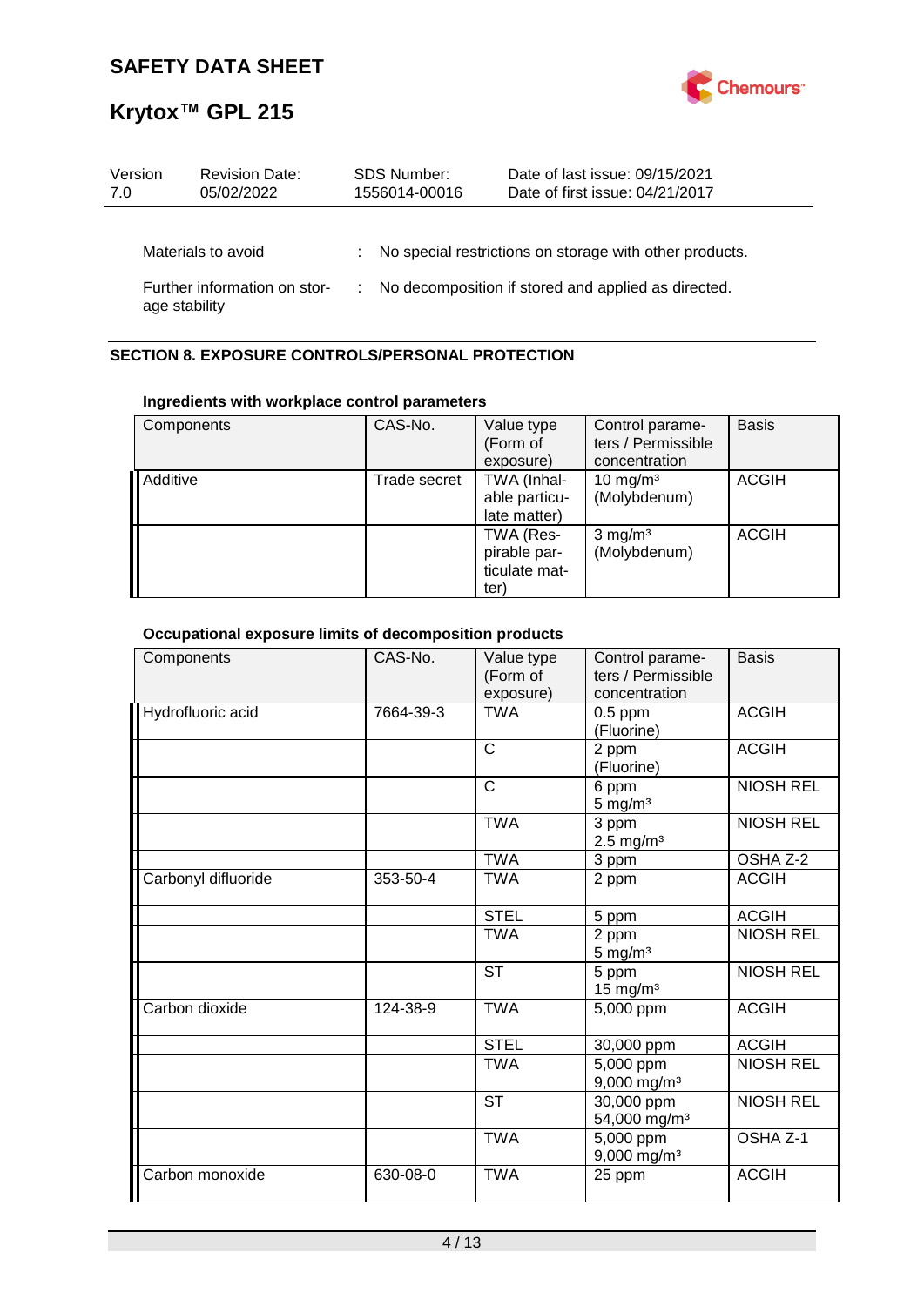Materials to avoid : No special restrictions on storage with other products.

Further information on storage stability : No decomposition if stored and applied as directed.

## SECTION 8. EXPOSURE CONTROLS/PERSONAL PROTECTION

### Ingredients with workplace control parameters

| Components | CAS-No. | Value type (Form of exposure) | Control parameters / Permissible concentration | Basis |
|---|---|---|---|---|
| Additive | Trade secret | TWA (Inhalable particulate matter) | 10 mg/m³ (Molybdenum) | ACGIH |
| | | TWA (Respirable particulate matter) | 3 mg/m³ (Molybdenum) | ACGIH |

### Occupational exposure limits of decomposition products

| Components | CAS-No. | Value type (Form of exposure) | Control parameters / Permissible concentration | Basis |
|---|---|---|---|---|
| Hydrofluoric acid | 7664-39-3 | TWA | 0.5 ppm (Fluorine) | ACGIH |
| | | C | 2 ppm (Fluorine) | ACGIH |
| | | C | 6 ppm 5 mg/m³ | NIOSH REL |
| | | TWA | 3 ppm 2.5 mg/m³ | NIOSH REL |
| | | TWA | 3 ppm | OSHA Z-2 |
| Carbonyl difluoride | 353-50-4 | TWA | 2 ppm | ACGIH |
| | | STEL | 5 ppm | ACGIH |
| | | TWA | 2 ppm 5 mg/m³ | NIOSH REL |
| | | ST | 5 ppm 15 mg/m³ | NIOSH REL |
| Carbon dioxide | 124-38-9 | TWA | 5,000 ppm | ACGIH |
| | | STEL | 30,000 ppm | ACGIH |
| | | TWA | 5,000 ppm 9,000 mg/m³ | NIOSH REL |
| | | ST | 30,000 ppm 54,000 mg/m³ | NIOSH REL |
| | | TWA | 5,000 ppm 9,000 mg/m³ | OSHA Z-1 |
| Carbon monoxide | 630-08-0 | TWA | 25 ppm | ACGIH |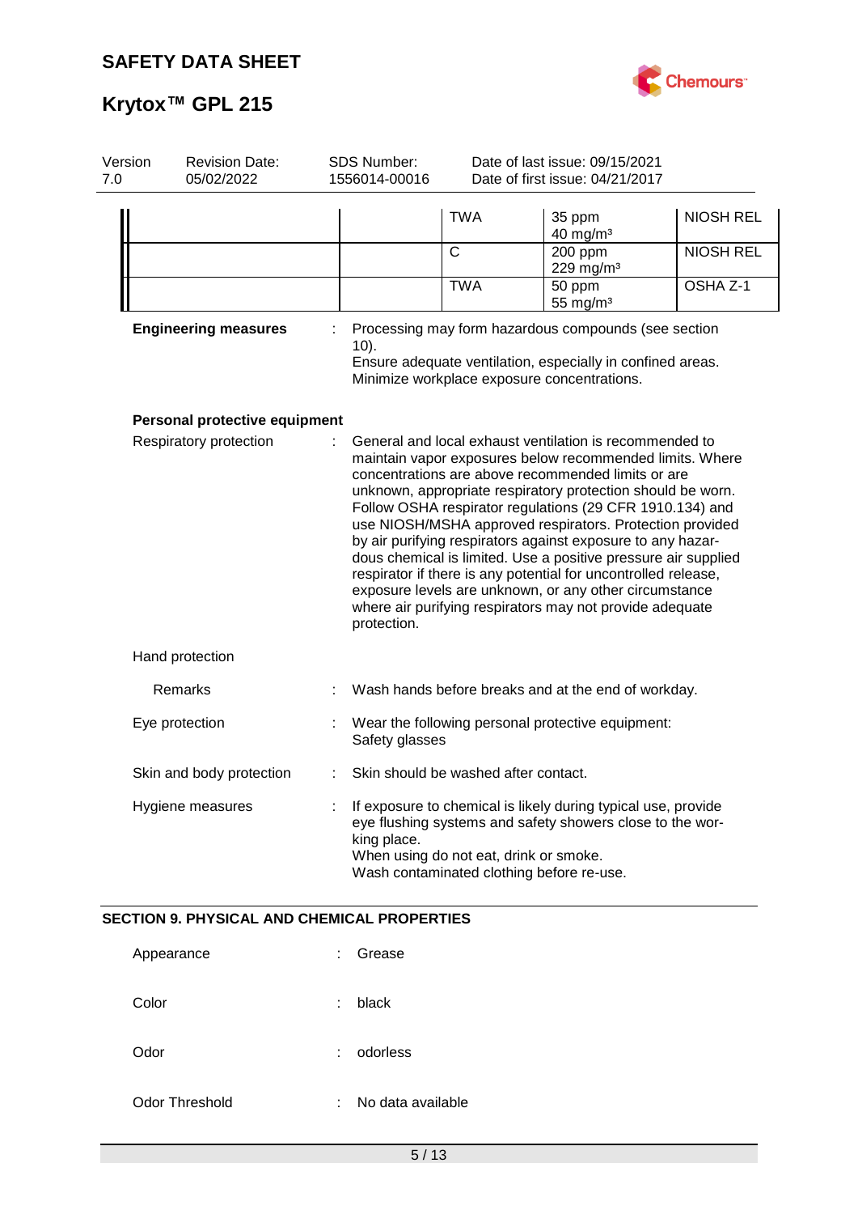| | | | | |
|---|---|---|---|---|
| | | TWA | 35 ppm<br>40 mg/m³ | NIOSH REL |
| | | C | 200 ppm<br>229 mg/m³ | NIOSH REL |
| | | TWA | 50 ppm<br>55 mg/m³ | OSHA Z-1 |

**Engineering measures** : Processing may form hazardous compounds (see section 10).
Ensure adequate ventilation, especially in confined areas.
Minimize workplace exposure concentrations.

**Personal protective equipment**

Respiratory protection : General and local exhaust ventilation is recommended to maintain vapor exposures below recommended limits. Where concentrations are above recommended limits or are unknown, appropriate respiratory protection should be worn. Follow OSHA respirator regulations (29 CFR 1910.134) and use NIOSH/MSHA approved respirators. Protection provided by air purifying respirators against exposure to any hazardous chemical is limited. Use a positive pressure air supplied respirator if there is any potential for uncontrolled release, exposure levels are unknown, or any other circumstance where air purifying respirators may not provide adequate protection.

Hand protection

Remarks : Wash hands before breaks and at the end of workday.

Eye protection : Wear the following personal protective equipment:
Safety glasses

Skin and body protection : Skin should be washed after contact.

Hygiene measures : If exposure to chemical is likely during typical use, provide eye flushing systems and safety showers close to the working place.
When using do not eat, drink or smoke.
Wash contaminated clothing before re-use.

## SECTION 9. PHYSICAL AND CHEMICAL PROPERTIES

Appearance : Grease

Color : black

Odor : odorless

Odor Threshold : No data available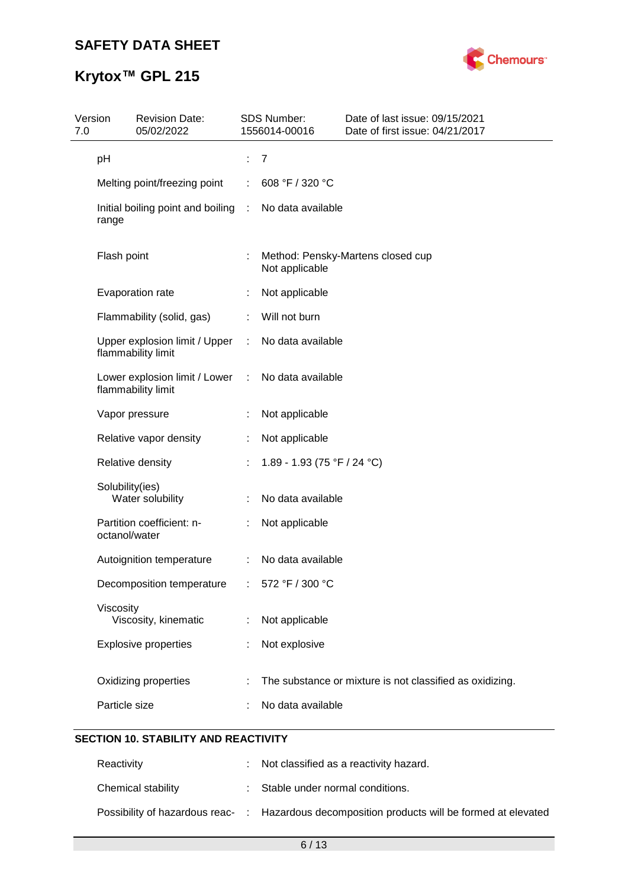| Property | | Value |
|---|---|---|
| pH | : | 7 |
| Melting point/freezing point | : | 608 °F / 320 °C |
| Initial boiling point and boiling range | : | No data available |
| Flash point | : | Method: Pensky-Martens closed cup<br>Not applicable |
| Evaporation rate | : | Not applicable |
| Flammability (solid, gas) | : | Will not burn |
| Upper explosion limit / Upper flammability limit | : | No data available |
| Lower explosion limit / Lower flammability limit | : | No data available |
| Vapor pressure | : | Not applicable |
| Relative vapor density | : | Not applicable |
| Relative density | : | 1.89 - 1.93 (75 °F / 24 °C) |
| Solubility(ies)<br>Water solubility | : | No data available |
| Partition coefficient: n-octanol/water | : | Not applicable |
| Autoignition temperature | : | No data available |
| Decomposition temperature | : | 572 °F / 300 °C |
| Viscosity<br>Viscosity, kinematic | : | Not applicable |
| Explosive properties | : | Not explosive |
| Oxidizing properties | : | The substance or mixture is not classified as oxidizing. |
| Particle size | : | No data available |

## SECTION 10. STABILITY AND REACTIVITY

| Property | | Value |
|---|---|---|
| Reactivity | : | Not classified as a reactivity hazard. |
| Chemical stability | : | Stable under normal conditions. |
| Possibility of hazardous reac- | : | Hazardous decomposition products will be formed at elevated |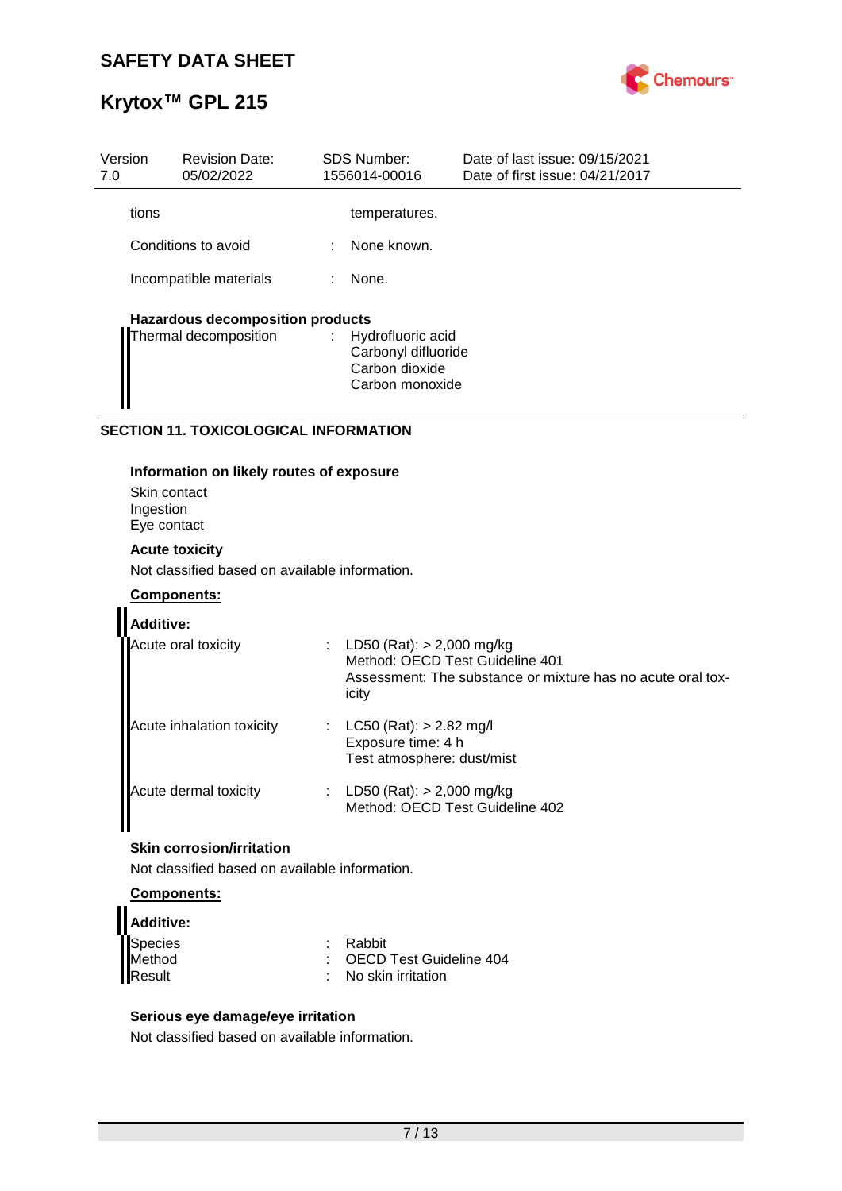| | | |
|---|---|---|
| tions | | temperatures. |
| Conditions to avoid | : | None known. |
| Incompatible materials | : | None. |

**Hazardous decomposition products**

| | | |
|---|---|---|
| Thermal decomposition | : | Hydrofluoric acid<br>Carbonyl difluoride<br>Carbon dioxide<br>Carbon monoxide |

## SECTION 11. TOXICOLOGICAL INFORMATION

**Information on likely routes of exposure**

Skin contact
Ingestion
Eye contact

**Acute toxicity**

Not classified based on available information.

**Components:**

**Additive:**

| | | |
|---|---|---|
| Acute oral toxicity | : | LD50 (Rat): > 2,000 mg/kg<br>Method: OECD Test Guideline 401<br>Assessment: The substance or mixture has no acute oral toxicity |
| Acute inhalation toxicity | : | LC50 (Rat): > 2.82 mg/l<br>Exposure time: 4 h<br>Test atmosphere: dust/mist |
| Acute dermal toxicity | : | LD50 (Rat): > 2,000 mg/kg<br>Method: OECD Test Guideline 402 |

**Skin corrosion/irritation**

Not classified based on available information.

**Components:**

**Additive:**

| | | |
|---|---|---|
| Species | : | Rabbit |
| Method | : | OECD Test Guideline 404 |
| Result | : | No skin irritation |

**Serious eye damage/eye irritation**

Not classified based on available information.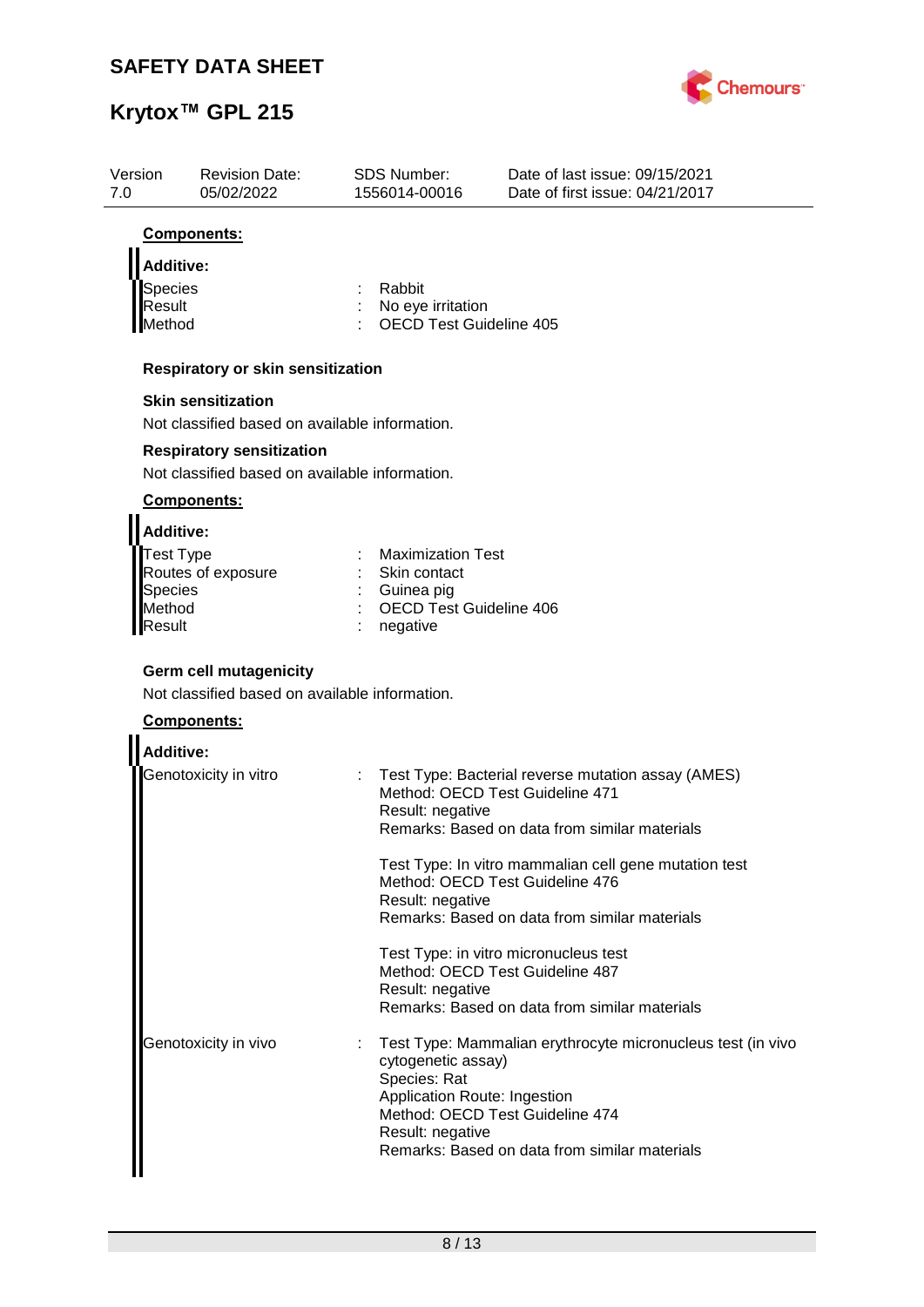**Components:**

**Additive:**

| | |
|---|---|
| Species | : Rabbit |
| Result | : No eye irritation |
| Method | : OECD Test Guideline 405 |

**Respiratory or skin sensitization**

**Skin sensitization**

Not classified based on available information.

**Respiratory sensitization**

Not classified based on available information.

**Components:**

**Additive:**

| | |
|---|---|
| Test Type | : Maximization Test |
| Routes of exposure | : Skin contact |
| Species | : Guinea pig |
| Method | : OECD Test Guideline 406 |
| Result | : negative |

**Germ cell mutagenicity**

Not classified based on available information.

**Components:**

**Additive:**

Genotoxicity in vitro :

Test Type: Bacterial reverse mutation assay (AMES)
Method: OECD Test Guideline 471
Result: negative
Remarks: Based on data from similar materials

Test Type: In vitro mammalian cell gene mutation test
Method: OECD Test Guideline 476
Result: negative
Remarks: Based on data from similar materials

Test Type: in vitro micronucleus test
Method: OECD Test Guideline 487
Result: negative
Remarks: Based on data from similar materials

Genotoxicity in vivo :

Test Type: Mammalian erythrocyte micronucleus test (in vivo cytogenetic assay)
Species: Rat
Application Route: Ingestion
Method: OECD Test Guideline 474
Result: negative
Remarks: Based on data from similar materials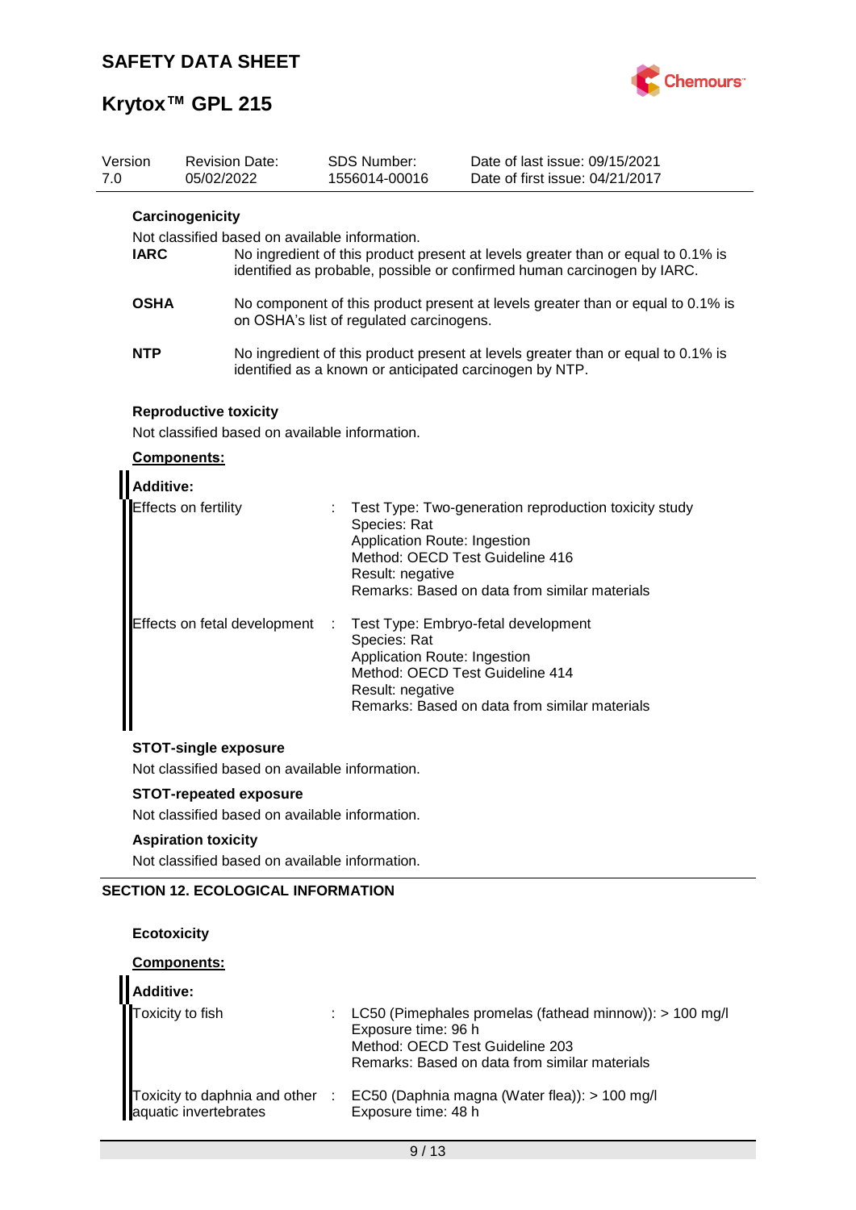| Version | Revision Date: | SDS Number: | Date of last issue: 09/15/2021 |
|---|---|---|---|
| 7.0 | 05/02/2022 | 1556014-00016 | Date of first issue: 04/21/2017 |

### Carcinogenicity

Not classified based on available information.

**IARC** No ingredient of this product present at levels greater than or equal to 0.1% is identified as probable, possible or confirmed human carcinogen by IARC.

**OSHA** No component of this product present at levels greater than or equal to 0.1% is on OSHA's list of regulated carcinogens.

**NTP** No ingredient of this product present at levels greater than or equal to 0.1% is identified as a known or anticipated carcinogen by NTP.

### Reproductive toxicity

Not classified based on available information.

**Components:**

**Additive:**

Effects on fertility : Test Type: Two-generation reproduction toxicity study
Species: Rat
Application Route: Ingestion
Method: OECD Test Guideline 416
Result: negative
Remarks: Based on data from similar materials

Effects on fetal development : Test Type: Embryo-fetal development
Species: Rat
Application Route: Ingestion
Method: OECD Test Guideline 414
Result: negative
Remarks: Based on data from similar materials

### STOT-single exposure

Not classified based on available information.

### STOT-repeated exposure

Not classified based on available information.

### Aspiration toxicity

Not classified based on available information.

## SECTION 12. ECOLOGICAL INFORMATION

### Ecotoxicity

**Components:**

**Additive:**

Toxicity to fish : LC50 (Pimephales promelas (fathead minnow)): > 100 mg/l
Exposure time: 96 h
Method: OECD Test Guideline 203
Remarks: Based on data from similar materials

Toxicity to daphnia and other aquatic invertebrates : EC50 (Daphnia magna (Water flea)): > 100 mg/l
Exposure time: 48 h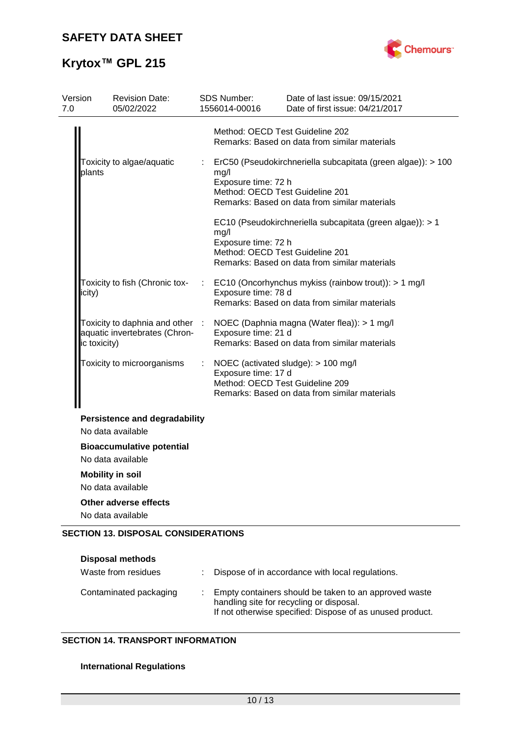| | | |
|---|---|---|
| | | Method: OECD Test Guideline 202<br>Remarks: Based on data from similar materials |
| Toxicity to algae/aquatic plants | : | ErC50 (Pseudokirchneriella subcapitata (green algae)): > 100 mg/l<br>Exposure time: 72 h<br>Method: OECD Test Guideline 201<br>Remarks: Based on data from similar materials |
| | | EC10 (Pseudokirchneriella subcapitata (green algae)): > 1 mg/l<br>Exposure time: 72 h<br>Method: OECD Test Guideline 201<br>Remarks: Based on data from similar materials |
| Toxicity to fish (Chronic toxicity) | : | EC10 (Oncorhynchus mykiss (rainbow trout)): > 1 mg/l<br>Exposure time: 78 d<br>Remarks: Based on data from similar materials |
| Toxicity to daphnia and other aquatic invertebrates (Chronic toxicity) | : | NOEC (Daphnia magna (Water flea)): > 1 mg/l<br>Exposure time: 21 d<br>Remarks: Based on data from similar materials |
| Toxicity to microorganisms | : | NOEC (activated sludge): > 100 mg/l<br>Exposure time: 17 d<br>Method: OECD Test Guideline 209<br>Remarks: Based on data from similar materials |

**Persistence and degradability**

No data available

**Bioaccumulative potential**

No data available

**Mobility in soil**

No data available

**Other adverse effects**

No data available

## SECTION 13. DISPOSAL CONSIDERATIONS

**Disposal methods**

| | | |
|---|---|---|
| Waste from residues | : | Dispose of in accordance with local regulations. |
| Contaminated packaging | : | Empty containers should be taken to an approved waste handling site for recycling or disposal.<br>If not otherwise specified: Dispose of as unused product. |

## SECTION 14. TRANSPORT INFORMATION

**International Regulations**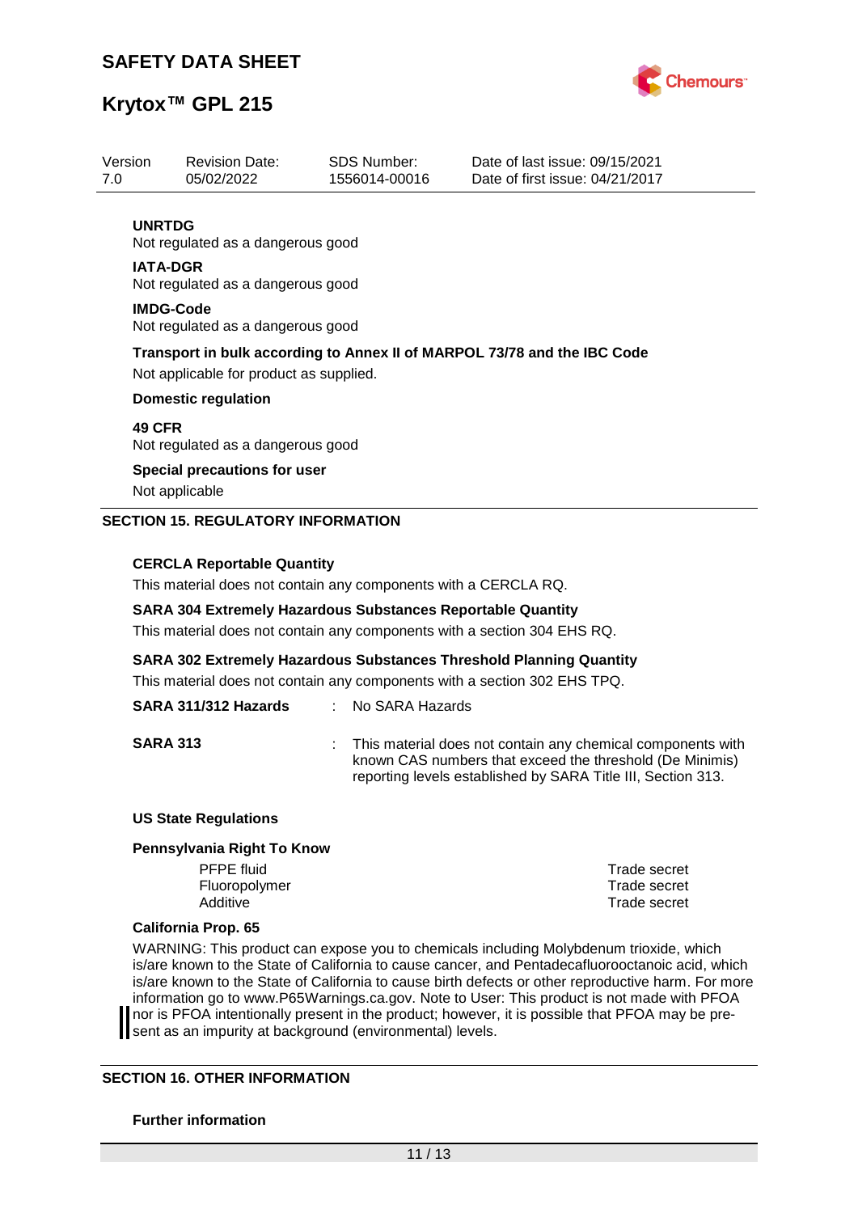**UNRTDG**
Not regulated as a dangerous good

**IATA-DGR**
Not regulated as a dangerous good

**IMDG-Code**
Not regulated as a dangerous good

**Transport in bulk according to Annex II of MARPOL 73/78 and the IBC Code**

Not applicable for product as supplied.

**Domestic regulation**

**49 CFR**
Not regulated as a dangerous good

**Special precautions for user**

Not applicable

## SECTION 15. REGULATORY INFORMATION

**CERCLA Reportable Quantity**

This material does not contain any components with a CERCLA RQ.

**SARA 304 Extremely Hazardous Substances Reportable Quantity**

This material does not contain any components with a section 304 EHS RQ.

**SARA 302 Extremely Hazardous Substances Threshold Planning Quantity**

This material does not contain any components with a section 302 EHS TPQ.

**SARA 311/312 Hazards** : No SARA Hazards

**SARA 313** : This material does not contain any chemical components with known CAS numbers that exceed the threshold (De Minimis) reporting levels established by SARA Title III, Section 313.

**US State Regulations**

**Pennsylvania Right To Know**

| | |
|---|---|
| PFPE fluid | Trade secret |
| Fluoropolymer | Trade secret |
| Additive | Trade secret |

**California Prop. 65**

WARNING: This product can expose you to chemicals including Molybdenum trioxide, which is/are known to the State of California to cause cancer, and Pentadecafluorooctanoic acid, which is/are known to the State of California to cause birth defects or other reproductive harm. For more information go to www.P65Warnings.ca.gov. Note to User: This product is not made with PFOA nor is PFOA intentionally present in the product; however, it is possible that PFOA may be present as an impurity at background (environmental) levels.

## SECTION 16. OTHER INFORMATION

**Further information**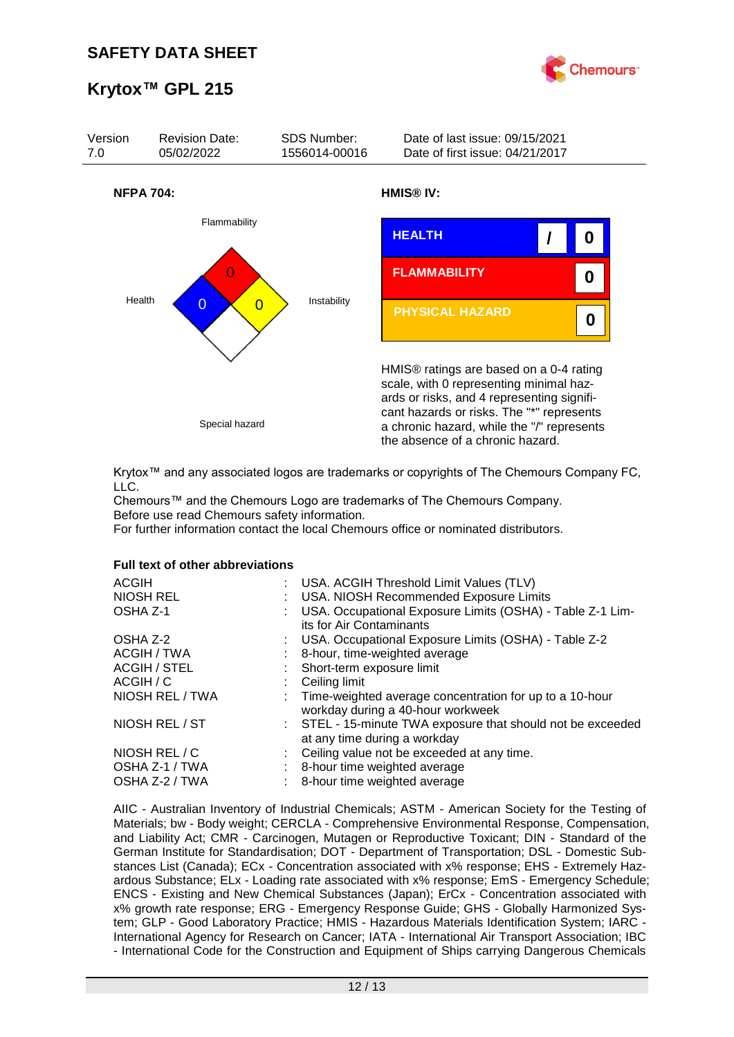# SAFETY DATA SHEET

# Krytox™ GPL 215

| Version | Revision Date: | SDS Number: | Date of last issue: 09/15/2021 |
|---|---|---|---|
| 7.0 | 05/02/2022 | 1556014-00016 | Date of first issue: 04/21/2017 |

**NFPA 704:**

Flammability
0

Health
0

Instability
0

Special hazard

**HMIS® IV:**

| | | |
|---|---|---|
| HEALTH | / | 0 |
| FLAMMABILITY | | 0 |
| PHYSICAL HAZARD | | 0 |

HMIS® ratings are based on a 0-4 rating scale, with 0 representing minimal hazards or risks, and 4 representing significant hazards or risks. The "*" represents a chronic hazard, while the "/" represents the absence of a chronic hazard.

Krytox™ and any associated logos are trademarks or copyrights of The Chemours Company FC, LLC.
Chemours™ and the Chemours Logo are trademarks of The Chemours Company.
Before use read Chemours safety information.
For further information contact the local Chemours office or nominated distributors.

**Full text of other abbreviations**

| | | |
|---|---|---|
| ACGIH | : | USA. ACGIH Threshold Limit Values (TLV) |
| NIOSH REL | : | USA. NIOSH Recommended Exposure Limits |
| OSHA Z-1 | : | USA. Occupational Exposure Limits (OSHA) - Table Z-1 Limits for Air Contaminants |
| OSHA Z-2 | : | USA. Occupational Exposure Limits (OSHA) - Table Z-2 |
| ACGIH / TWA | : | 8-hour, time-weighted average |
| ACGIH / STEL | : | Short-term exposure limit |
| ACGIH / C | : | Ceiling limit |
| NIOSH REL / TWA | : | Time-weighted average concentration for up to a 10-hour workday during a 40-hour workweek |
| NIOSH REL / ST | : | STEL - 15-minute TWA exposure that should not be exceeded at any time during a workday |
| NIOSH REL / C | : | Ceiling value not be exceeded at any time. |
| OSHA Z-1 / TWA | : | 8-hour time weighted average |
| OSHA Z-2 / TWA | : | 8-hour time weighted average |

AIIC - Australian Inventory of Industrial Chemicals; ASTM - American Society for the Testing of Materials; bw - Body weight; CERCLA - Comprehensive Environmental Response, Compensation, and Liability Act; CMR - Carcinogen, Mutagen or Reproductive Toxicant; DIN - Standard of the German Institute for Standardisation; DOT - Department of Transportation; DSL - Domestic Substances List (Canada); ECx - Concentration associated with x% response; EHS - Extremely Hazardous Substance; ELx - Loading rate associated with x% response; EmS - Emergency Schedule; ENCS - Existing and New Chemical Substances (Japan); ErCx - Concentration associated with x% growth rate response; ERG - Emergency Response Guide; GHS - Globally Harmonized System; GLP - Good Laboratory Practice; HMIS - Hazardous Materials Identification System; IARC - International Agency for Research on Cancer; IATA - International Air Transport Association; IBC - International Code for the Construction and Equipment of Ships carrying Dangerous Chemicals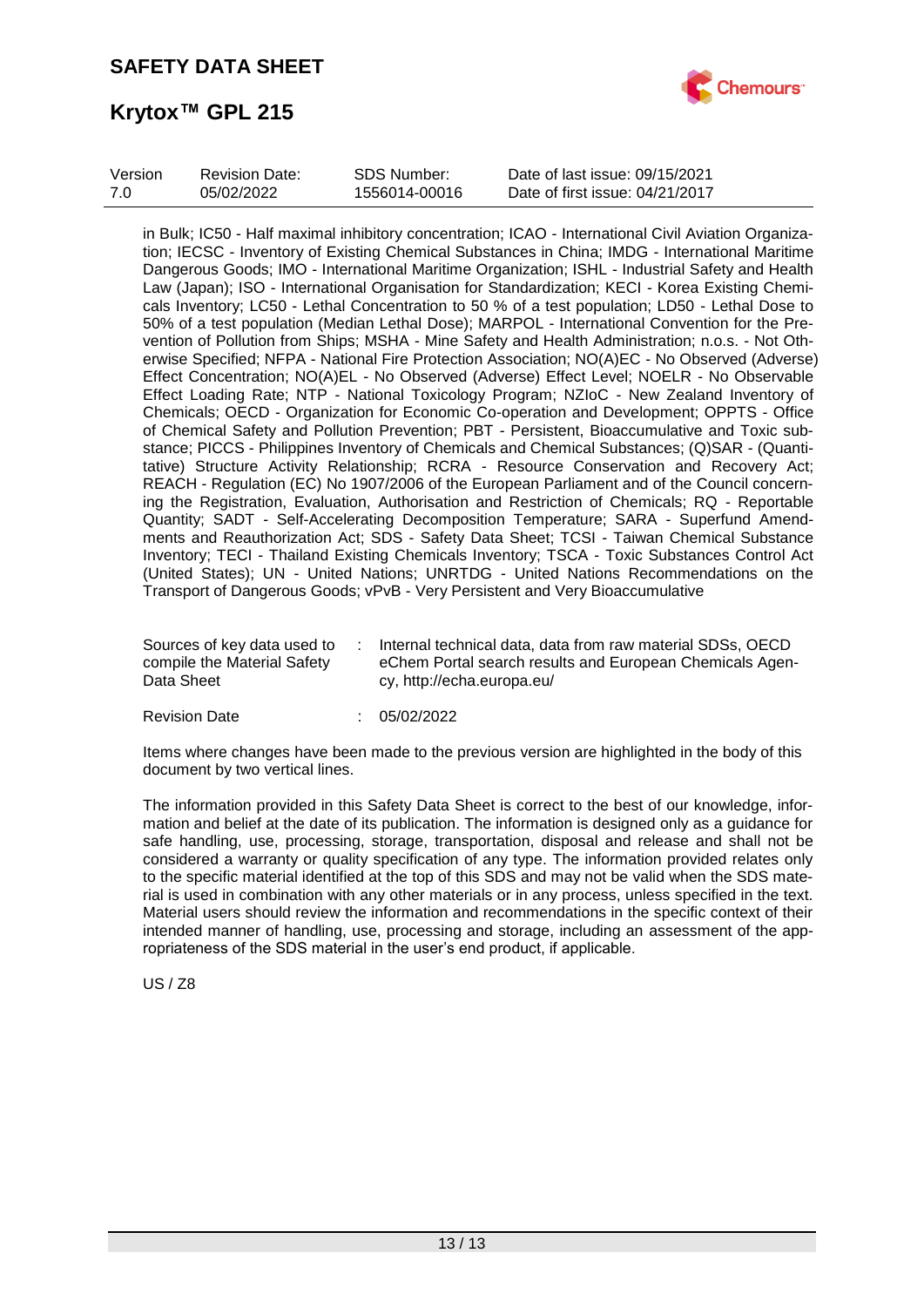in Bulk; IC50 - Half maximal inhibitory concentration; ICAO - International Civil Aviation Organization; IECSC - Inventory of Existing Chemical Substances in China; IMDG - International Maritime Dangerous Goods; IMO - International Maritime Organization; ISHL - Industrial Safety and Health Law (Japan); ISO - International Organisation for Standardization; KECI - Korea Existing Chemicals Inventory; LC50 - Lethal Concentration to 50 % of a test population; LD50 - Lethal Dose to 50% of a test population (Median Lethal Dose); MARPOL - International Convention for the Prevention of Pollution from Ships; MSHA - Mine Safety and Health Administration; n.o.s. - Not Otherwise Specified; NFPA - National Fire Protection Association; NO(A)EC - No Observed (Adverse) Effect Concentration; NO(A)EL - No Observed (Adverse) Effect Level; NOELR - No Observable Effect Loading Rate; NTP - National Toxicology Program; NZIoC - New Zealand Inventory of Chemicals; OECD - Organization for Economic Co-operation and Development; OPPTS - Office of Chemical Safety and Pollution Prevention; PBT - Persistent, Bioaccumulative and Toxic substance; PICCS - Philippines Inventory of Chemicals and Chemical Substances; (Q)SAR - (Quantitative) Structure Activity Relationship; RCRA - Resource Conservation and Recovery Act; REACH - Regulation (EC) No 1907/2006 of the European Parliament and of the Council concerning the Registration, Evaluation, Authorisation and Restriction of Chemicals; RQ - Reportable Quantity; SADT - Self-Accelerating Decomposition Temperature; SARA - Superfund Amendments and Reauthorization Act; SDS - Safety Data Sheet; TCSI - Taiwan Chemical Substance Inventory; TECI - Thailand Existing Chemicals Inventory; TSCA - Toxic Substances Control Act (United States); UN - United Nations; UNRTDG - United Nations Recommendations on the Transport of Dangerous Goods; vPvB - Very Persistent and Very Bioaccumulative

Sources of key data used to compile the Material Safety Data Sheet : Internal technical data, data from raw material SDSs, OECD eChem Portal search results and European Chemicals Agency, http://echa.europa.eu/

Revision Date : 05/02/2022

Items where changes have been made to the previous version are highlighted in the body of this document by two vertical lines.

The information provided in this Safety Data Sheet is correct to the best of our knowledge, information and belief at the date of its publication. The information is designed only as a guidance for safe handling, use, processing, storage, transportation, disposal and release and shall not be considered a warranty or quality specification of any type. The information provided relates only to the specific material identified at the top of this SDS and may not be valid when the SDS material is used in combination with any other materials or in any process, unless specified in the text. Material users should review the information and recommendations in the specific context of their intended manner of handling, use, processing and storage, including an assessment of the appropriateness of the SDS material in the user's end product, if applicable.

US / Z8